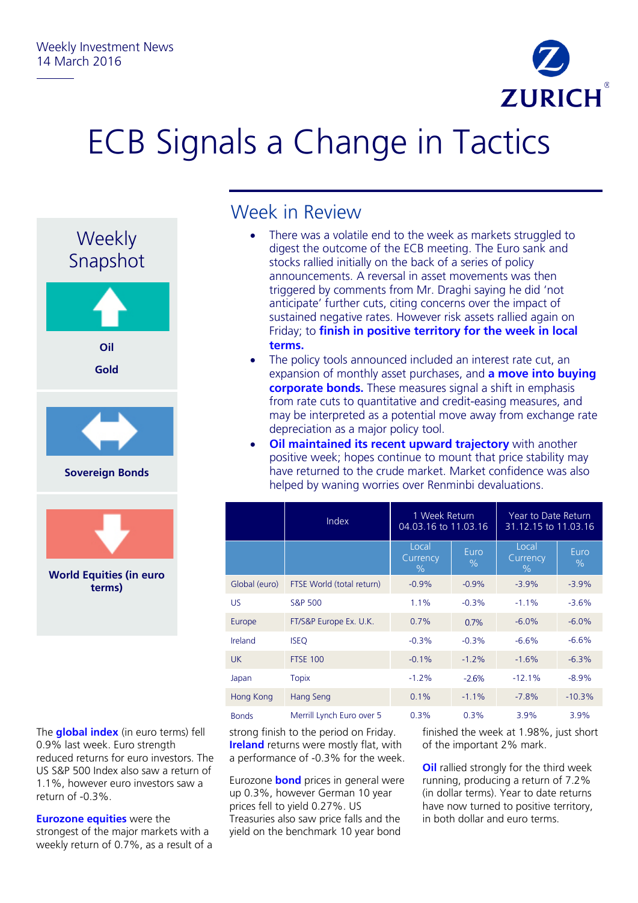Weekly Investment News
14 March 2016

# ECB Signals a Change in Tactics

## Weekly Snapshot

**Oil**

**Gold**

**Sovereign Bonds**

**World Equities (in euro terms)**

## Week in Review

- There was a volatile end to the week as markets struggled to digest the outcome of the ECB meeting. The Euro sank and stocks rallied initially on the back of a series of policy announcements. A reversal in asset movements was then triggered by comments from Mr. Draghi saying he did 'not anticipate' further cuts, citing concerns over the impact of sustained negative rates. However risk assets rallied again on Friday; to **finish in positive territory for the week in local terms.**
- The policy tools announced included an interest rate cut, an expansion of monthly asset purchases, and **a move into buying corporate bonds.** These measures signal a shift in emphasis from rate cuts to quantitative and credit-easing measures, and may be interpreted as a potential move away from exchange rate depreciation as a major policy tool.
- **Oil maintained its recent upward trajectory** with another positive week; hopes continue to mount that price stability may have returned to the crude market. Market confidence was also helped by waning worries over Renminbi devaluations.

| | Index | 1 Week Return 04.03.16 to 11.03.16 | | Year to Date Return 31.12.15 to 11.03.16 | |
|---|---|---|---|---|---|
| | | Local Currency % | Euro % | Local Currency % | Euro % |
| Global (euro) | FTSE World (total return) | -0.9% | -0.9% | -3.9% | -3.9% |
| US | S&P 500 | 1.1% | -0.3% | -1.1% | -3.6% |
| Europe | FT/S&P Europe Ex. U.K. | 0.7% | 0.7% | -6.0% | -6.0% |
| Ireland | ISEQ | -0.3% | -0.3% | -6.6% | -6.6% |
| UK | FTSE 100 | -0.1% | -1.2% | -1.6% | -6.3% |
| Japan | Topix | -1.2% | -2.6% | -12.1% | -8.9% |
| Hong Kong | Hang Seng | 0.1% | -1.1% | -7.8% | -10.3% |
| Bonds | Merrill Lynch Euro over 5 | 0.3% | 0.3% | 3.9% | 3.9% |

The **global index** (in euro terms) fell 0.9% last week. Euro strength reduced returns for euro investors. The US S&P 500 Index also saw a return of 1.1%, however euro investors saw a return of -0.3%.

**Eurozone equities** were the strongest of the major markets with a weekly return of 0.7%, as a result of a strong finish to the period on Friday. **Ireland** returns were mostly flat, with a performance of -0.3% for the week.

Eurozone **bond** prices in general were up 0.3%, however German 10 year prices fell to yield 0.27%. US Treasuries also saw price falls and the yield on the benchmark 10 year bond finished the week at 1.98%, just short of the important 2% mark.

**Oil** rallied strongly for the third week running, producing a return of 7.2% (in dollar terms). Year to date returns have now turned to positive territory, in both dollar and euro terms.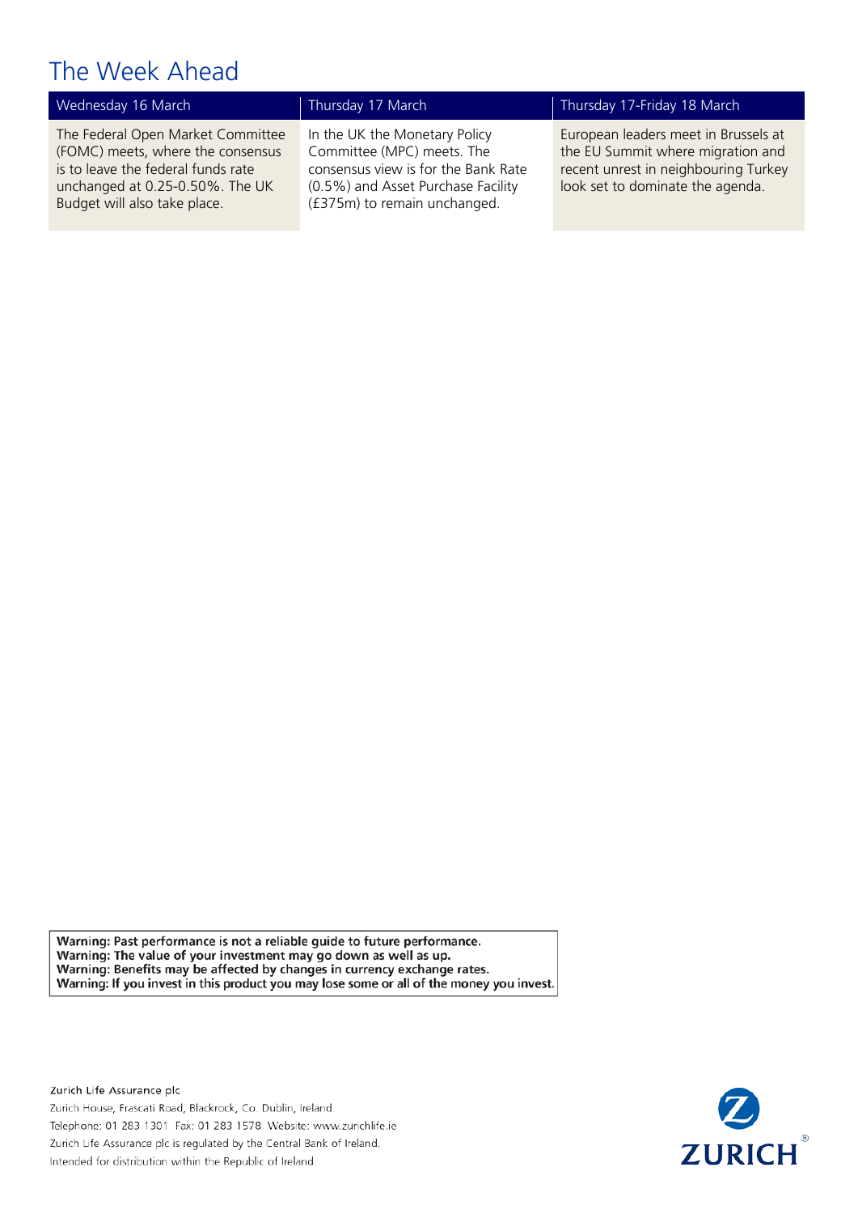# The Week Ahead

| Wednesday 16 March | Thursday 17 March | Thursday 17-Friday 18 March |
|---|---|---|
| The Federal Open Market Committee (FOMC) meets, where the consensus is to leave the federal funds rate unchanged at 0.25-0.50%. The UK Budget will also take place. | In the UK the Monetary Policy Committee (MPC) meets. The consensus view is for the Bank Rate (0.5%) and Asset Purchase Facility (£375m) to remain unchanged. | European leaders meet in Brussels at the EU Summit where migration and recent unrest in neighbouring Turkey look set to dominate the agenda. |

**Warning: Past performance is not a reliable guide to future performance.**
**Warning: The value of your investment may go down as well as up.**
**Warning: Benefits may be affected by changes in currency exchange rates.**
**Warning: If you invest in this product you may lose some or all of the money you invest.**

Zurich Life Assurance plc
Zurich House, Frascati Road, Blackrock, Co. Dublin, Ireland.
Telephone: 01 283 1301 Fax: 01 283 1578 Website: www.zurichlife.ie
Zurich Life Assurance plc is regulated by the Central Bank of Ireland.
Intended for distribution within the Republic of Ireland.

ZURICH®